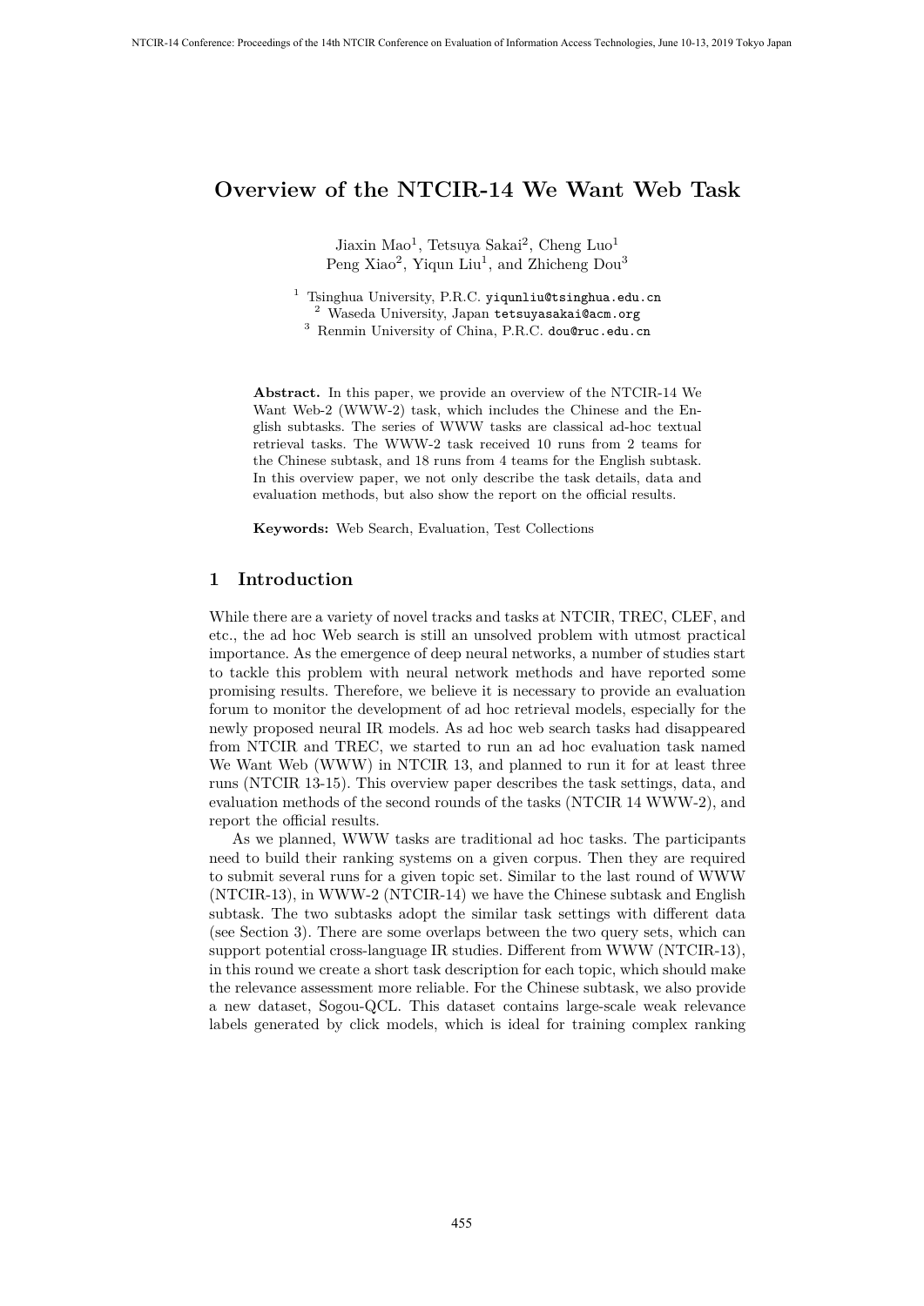# Overview of the NTCIR-14 We Want Web Task

Jiaxin Mao[1], Tetsuya Sakai[2], Cheng Luo[1]
Peng Xiao[2], Yiqun Liu[1], and Zhicheng Dou[3]

[1] Tsinghua University, P.R.C. yiqunliu@tsinghua.edu.cn
[2] Waseda University, Japan tetsuyasakai@acm.org
[3] Renmin University of China, P.R.C. dou@ruc.edu.cn

**Abstract.** In this paper, we provide an overview of the NTCIR-14 We Want Web-2 (WWW-2) task, which includes the Chinese and the English subtasks. The series of WWW tasks are classical ad-hoc textual retrieval tasks. The WWW-2 task received 10 runs from 2 teams for the Chinese subtask, and 18 runs from 4 teams for the English subtask. In this overview paper, we not only describe the task details, data and evaluation methods, but also show the report on the official results.

**Keywords:** Web Search, Evaluation, Test Collections

## 1 Introduction

While there are a variety of novel tracks and tasks at NTCIR, TREC, CLEF, and etc., the ad hoc Web search is still an unsolved problem with utmost practical importance. As the emergence of deep neural networks, a number of studies start to tackle this problem with neural network methods and have reported some promising results. Therefore, we believe it is necessary to provide an evaluation forum to monitor the development of ad hoc retrieval models, especially for the newly proposed neural IR models. As ad hoc web search tasks had disappeared from NTCIR and TREC, we started to run an ad hoc evaluation task named We Want Web (WWW) in NTCIR 13, and planned to run it for at least three runs (NTCIR 13-15). This overview paper describes the task settings, data, and evaluation methods of the second rounds of the tasks (NTCIR 14 WWW-2), and report the official results.

As we planned, WWW tasks are traditional ad hoc tasks. The participants need to build their ranking systems on a given corpus. Then they are required to submit several runs for a given topic set. Similar to the last round of WWW (NTCIR-13), in WWW-2 (NTCIR-14) we have the Chinese subtask and English subtask. The two subtasks adopt the similar task settings with different data (see Section 3). There are some overlaps between the two query sets, which can support potential cross-language IR studies. Different from WWW (NTCIR-13), in this round we create a short task description for each topic, which should make the relevance assessment more reliable. For the Chinese subtask, we also provide a new dataset, Sogou-QCL. This dataset contains large-scale weak relevance labels generated by click models, which is ideal for training complex ranking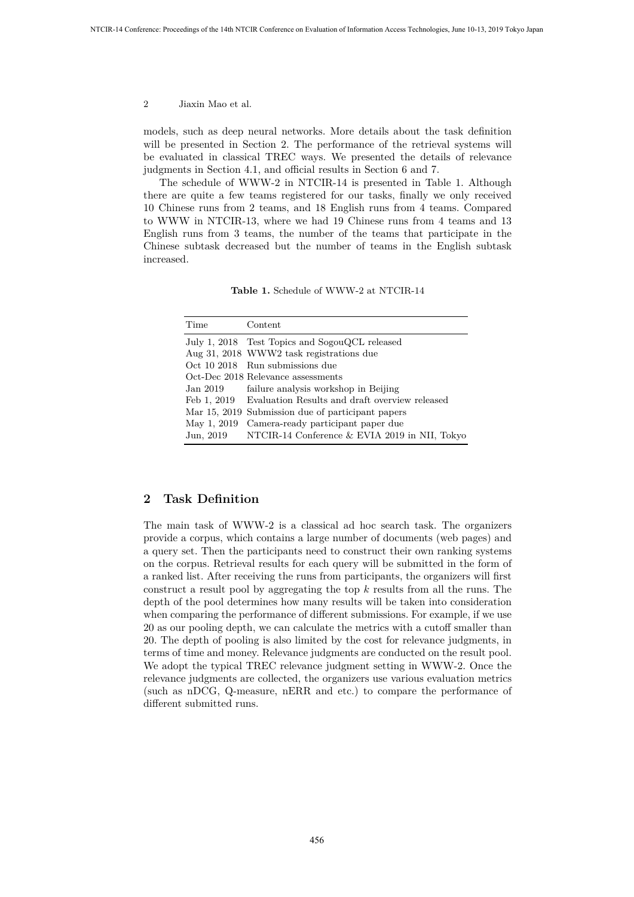models, such as deep neural networks. More details about the task definition will be presented in Section 2. The performance of the retrieval systems will be evaluated in classical TREC ways. We presented the details of relevance judgments in Section 4.1, and official results in Section 6 and 7.

The schedule of WWW-2 in NTCIR-14 is presented in Table 1. Although there are quite a few teams registered for our tasks, finally we only received 10 Chinese runs from 2 teams, and 18 English runs from 4 teams. Compared to WWW in NTCIR-13, where we had 19 Chinese runs from 4 teams and 13 English runs from 3 teams, the number of the teams that participate in the Chinese subtask decreased but the number of teams in the English subtask increased.

**Table 1.** Schedule of WWW-2 at NTCIR-14

| Time | Content |
|---|---|
| July 1, 2018 | Test Topics and SogouQCL released |
| Aug 31, 2018 | WWW2 task registrations due |
| Oct 10 2018 | Run submissions due |
| Oct-Dec 2018 | Relevance assessments |
| Jan 2019 | failure analysis workshop in Beijing |
| Feb 1, 2019 | Evaluation Results and draft overview released |
| Mar 15, 2019 | Submission due of participant papers |
| May 1, 2019 | Camera-ready participant paper due |
| Jun, 2019 | NTCIR-14 Conference & EVIA 2019 in NII, Tokyo |

## 2 Task Definition

The main task of WWW-2 is a classical ad hoc search task. The organizers provide a corpus, which contains a large number of documents (web pages) and a query set. Then the participants need to construct their own ranking systems on the corpus. Retrieval results for each query will be submitted in the form of a ranked list. After receiving the runs from participants, the organizers will first construct a result pool by aggregating the top $k$ results from all the runs. The depth of the pool determines how many results will be taken into consideration when comparing the performance of different submissions. For example, if we use 20 as our pooling depth, we can calculate the metrics with a cutoff smaller than 20. The depth of pooling is also limited by the cost for relevance judgments, in terms of time and money. Relevance judgments are conducted on the result pool. We adopt the typical TREC relevance judgment setting in WWW-2. Once the relevance judgments are collected, the organizers use various evaluation metrics (such as nDCG, Q-measure, nERR and etc.) to compare the performance of different submitted runs.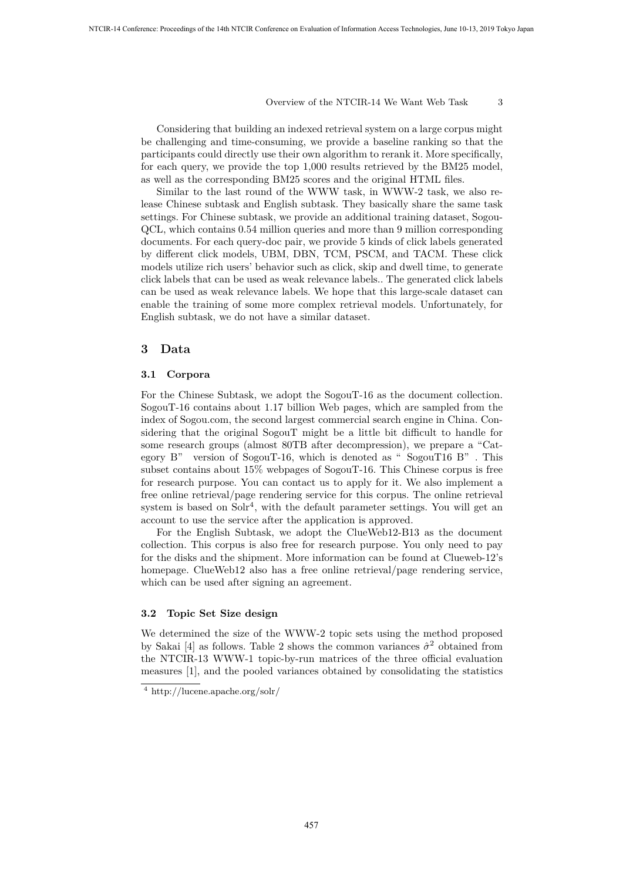Considering that building an indexed retrieval system on a large corpus might be challenging and time-consuming, we provide a baseline ranking so that the participants could directly use their own algorithm to rerank it. More specifically, for each query, we provide the top 1,000 results retrieved by the BM25 model, as well as the corresponding BM25 scores and the original HTML files.

Similar to the last round of the WWW task, in WWW-2 task, we also release Chinese subtask and English subtask. They basically share the same task settings. For Chinese subtask, we provide an additional training dataset, Sogou-QCL, which contains 0.54 million queries and more than 9 million corresponding documents. For each query-doc pair, we provide 5 kinds of click labels generated by different click models, UBM, DBN, TCM, PSCM, and TACM. These click models utilize rich users' behavior such as click, skip and dwell time, to generate click labels that can be used as weak relevance labels.. The generated click labels can be used as weak relevance labels. We hope that this large-scale dataset can enable the training of some more complex retrieval models. Unfortunately, for English subtask, we do not have a similar dataset.

## 3 Data

### 3.1 Corpora

For the Chinese Subtask, we adopt the SogouT-16 as the document collection. SogouT-16 contains about 1.17 billion Web pages, which are sampled from the index of Sogou.com, the second largest commercial search engine in China. Considering that the original SogouT might be a little bit difficult to handle for some research groups (almost 80TB after decompression), we prepare a "Category B" version of SogouT-16, which is denoted as " SogouT16 B" . This subset contains about 15% webpages of SogouT-16. This Chinese corpus is free for research purpose. You can contact us to apply for it. We also implement a free online retrieval/page rendering service for this corpus. The online retrieval system is based on Solr[4], with the default parameter settings. You will get an account to use the service after the application is approved.

For the English Subtask, we adopt the ClueWeb12-B13 as the document collection. This corpus is also free for research purpose. You only need to pay for the disks and the shipment. More information can be found at Clueweb-12's homepage. ClueWeb12 also has a free online retrieval/page rendering service, which can be used after signing an agreement.

### 3.2 Topic Set Size design

We determined the size of the WWW-2 topic sets using the method proposed by Sakai [4] as follows. Table 2 shows the common variances $\hat{\sigma}^2$ obtained from the NTCIR-13 WWW-1 topic-by-run matrices of the three official evaluation measures [1], and the pooled variances obtained by consolidating the statistics

[4] http://lucene.apache.org/solr/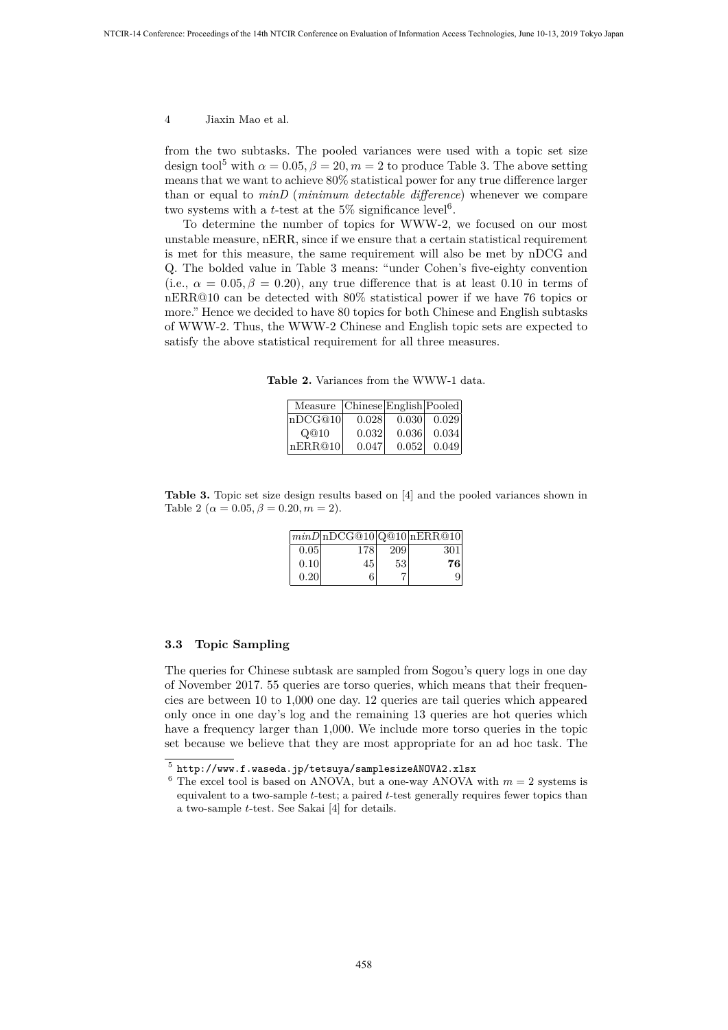from the two subtasks. The pooled variances were used with a topic set size design tool[5] with $\alpha = 0.05, \beta = 20, m = 2$ to produce Table 3. The above setting means that we want to achieve 80% statistical power for any true difference larger than or equal to *minD* (*minimum detectable difference*) whenever we compare two systems with a *t*-test at the 5% significance level[6].

To determine the number of topics for WWW-2, we focused on our most unstable measure, nERR, since if we ensure that a certain statistical requirement is met for this measure, the same requirement will also be met by nDCG and Q. The bolded value in Table 3 means: "under Cohen's five-eighty convention (i.e., $\alpha = 0.05, \beta = 0.20$), any true difference that is at least 0.10 in terms of nERR@10 can be detected with 80% statistical power if we have 76 topics or more." Hence we decided to have 80 topics for both Chinese and English subtasks of WWW-2. Thus, the WWW-2 Chinese and English topic sets are expected to satisfy the above statistical requirement for all three measures.

**Table 2.** Variances from the WWW-1 data.

| Measure | Chinese | English | Pooled |
|---|---|---|---|
| nDCG@10 | 0.028 | 0.030 | 0.029 |
| Q@10 | 0.032 | 0.036 | 0.034 |
| nERR@10 | 0.047 | 0.052 | 0.049 |

**Table 3.** Topic set size design results based on [4] and the pooled variances shown in Table 2 ($\alpha = 0.05, \beta = 0.20, m = 2$).

| *minD* | nDCG@10 | Q@10 | nERR@10 |
|---|---|---|---|
| 0.05 | 178 | 209 | 301 |
| 0.10 | 45 | 53 | **76** |
| 0.20 | 6 | 7 | 9 |

### 3.3 Topic Sampling

The queries for Chinese subtask are sampled from Sogou's query logs in one day of November 2017. 55 queries are torso queries, which means that their frequencies are between 10 to 1,000 one day. 12 queries are tail queries which appeared only once in one day's log and the remaining 13 queries are hot queries which have a frequency larger than 1,000. We include more torso queries in the topic set because we believe that they are most appropriate for an ad hoc task. The

---

[5] `http://www.f.waseda.jp/tetsuya/samplesizeANOVA2.xlsx`

[6] The excel tool is based on ANOVA, but a one-way ANOVA with $m = 2$ systems is equivalent to a two-sample *t*-test; a paired *t*-test generally requires fewer topics than a two-sample *t*-test. See Sakai [4] for details.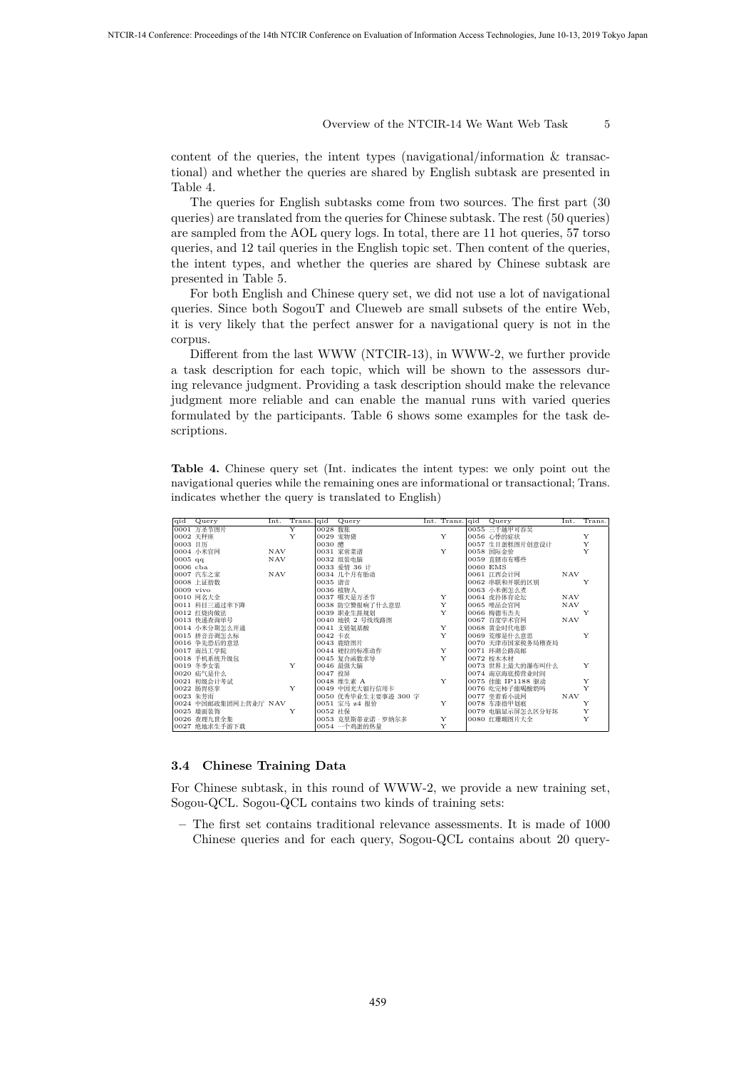content of the queries, the intent types (navigational/information & transactional) and whether the queries are shared by English subtask are presented in Table 4.

The queries for English subtasks come from two sources. The first part (30 queries) are translated from the queries for Chinese subtask. The rest (50 queries) are sampled from the AOL query logs. In total, there are 11 hot queries, 57 torso queries, and 12 tail queries in the English topic set. Then content of the queries, the intent types, and whether the queries are shared by Chinese subtask are presented in Table 5.

For both English and Chinese query set, we did not use a lot of navigational queries. Since both SogouT and Clueweb are small subsets of the entire Web, it is very likely that the perfect answer for a navigational query is not in the corpus.

Different from the last WWW (NTCIR-13), in WWW-2, we further provide a task description for each topic, which will be shown to the assessors during relevance judgment. Providing a task description should make the relevance judgment more reliable and can enable the manual runs with varied queries formulated by the participants. Table 6 shows some examples for the task descriptions.

**Table 4.** Chinese query set (Int. indicates the intent types: we only point out the navigational queries while the remaining ones are informational or transactional; Trans. indicates whether the query is translated to English)

| qid | Query | Int. | Trans. | qid | Query | Int. | Trans. | qid | Query | Int. | Trans. |
|---|---|---|---|---|---|---|---|---|---|---|---|
| 0001 | 万圣节图片 | | Y | 0028 | 腹胀 | | | 0055 | 三千越甲可吞吴 | | |
| 0002 | 天秤座 | | Y | 0029 | 宠物猪 | | Y | 0056 | 心悸的症状 | | Y |
| 0003 | 日历 | | | 0030 | 醋 | | | 0057 | 生日蛋糕图片创意设计 | | Y |
| 0004 | 小米官网 | NAV | | 0031 | 家常菜谱 | | Y | 0058 | 国际金价 | | Y |
| 0005 | qq | NAV | | 0032 | 组装电脑 | | | 0059 | 直辖市有哪些 | | |
| 0006 | cba | | | 0033 | 爱情 36 计 | | | 0060 | EMS | | |
| 0007 | 汽车之家 | NAV | | 0034 | 几个月有胎动 | | | 0061 | 江西会计网 | NAV | |
| 0008 | 上证指数 | | | 0035 | 谐音 | | | 0062 | 串联和并联的区别 | | Y |
| 0009 | vivo | | | 0036 | 植物人 | | | 0063 | 小米粥怎么煮 | | |
| 0010 | 网名大全 | | | 0037 | 哪天是万圣节 | | Y | 0064 | 虎扑体育论坛 | NAV | |
| 0011 | 科目三通过率下降 | | | 0038 | 防空警报响了什么意思 | | Y | 0065 | 唯品会官网 | NAV | |
| 0012 | 红烧肉做法 | | | 0039 | 职业生涯规划 | | Y | 0066 | 梅德韦杰夫 | | Y |
| 0013 | 快递查询单号 | | | 0040 | 地铁 2 号线线路图 | | | 0067 | 百度学术官网 | NAV | |
| 0014 | 小米分期怎么开通 | | | 0041 | 支链氨基酸 | | Y | 0068 | 黄金时代电影 | | |
| 0015 | 拼音音调怎么标 | | | 0042 | 卡农 | | Y | 0069 | 荒缪是什么意思 | | Y |
| 0016 | 争先恐后的意思 | | | 0043 | 鹿晗图片 | | | 0070 | 天津市国家税务局稽查局 | | |
| 0017 | 南昌工学院 | | | 0044 | 硬拉的标准动作 | | Y | 0071 | 环湖公路高邮 | | |
| 0018 | 手机系统升级包 | | | 0045 | 复合函数求导 | | Y | 0072 | 桉木木材 | | |
| 0019 | 冬季女装 | | Y | 0046 | 最强大脑 | | | 0073 | 世界上最大的瀑布叫什么 | | Y |
| 0020 | 疝气是什么 | | | 0047 | 投屏 | | | 0074 | 南京海底捞营业时间 | | |
| 0021 | 初级会计考试 | | | 0048 | 维生素 A | | Y | 0075 | 佳能 IP1188 驱动 | | Y |
| 0022 | 肠胃怪掌 | | Y | 0049 | 中国光大银行信用卡 | | | 0076 | 吃完柿子能喝酸奶吗 | | Y |
| 0023 | 朱芳雨 | | | 0050 | 优秀毕业生主要事迹 300 字 | | | 0077 | 坐着看小说网 | NAV | |
| 0024 | 中国邮政集团网上营业厅 | NAV | | 0051 | 宝马 z4 报价 | | Y | 0078 | 车漆擦甲划痕 | | Y |
| 0025 | 墙面装饰 | | Y | 0052 | 社保 | | | 0079 | 电脑显示屏怎么区分好坏 | | Y |
| 0026 | 查理九世全集 | | | 0053 | 克里斯蒂亚诺・罗纳尔多 | | Y | 0080 | 红珊瑚图片大全 | | Y |
| 0027 | 绝地求生手游下载 | | | 0054 | 一个鸡蛋的热量 | | Y | | | | |

### 3.4 Chinese Training Data

For Chinese subtask, in this round of WWW-2, we provide a new training set, Sogou-QCL. Sogou-QCL contains two kinds of training sets:

– The first set contains traditional relevance assessments. It is made of 1000 Chinese queries and for each query, Sogou-QCL contains about 20 query-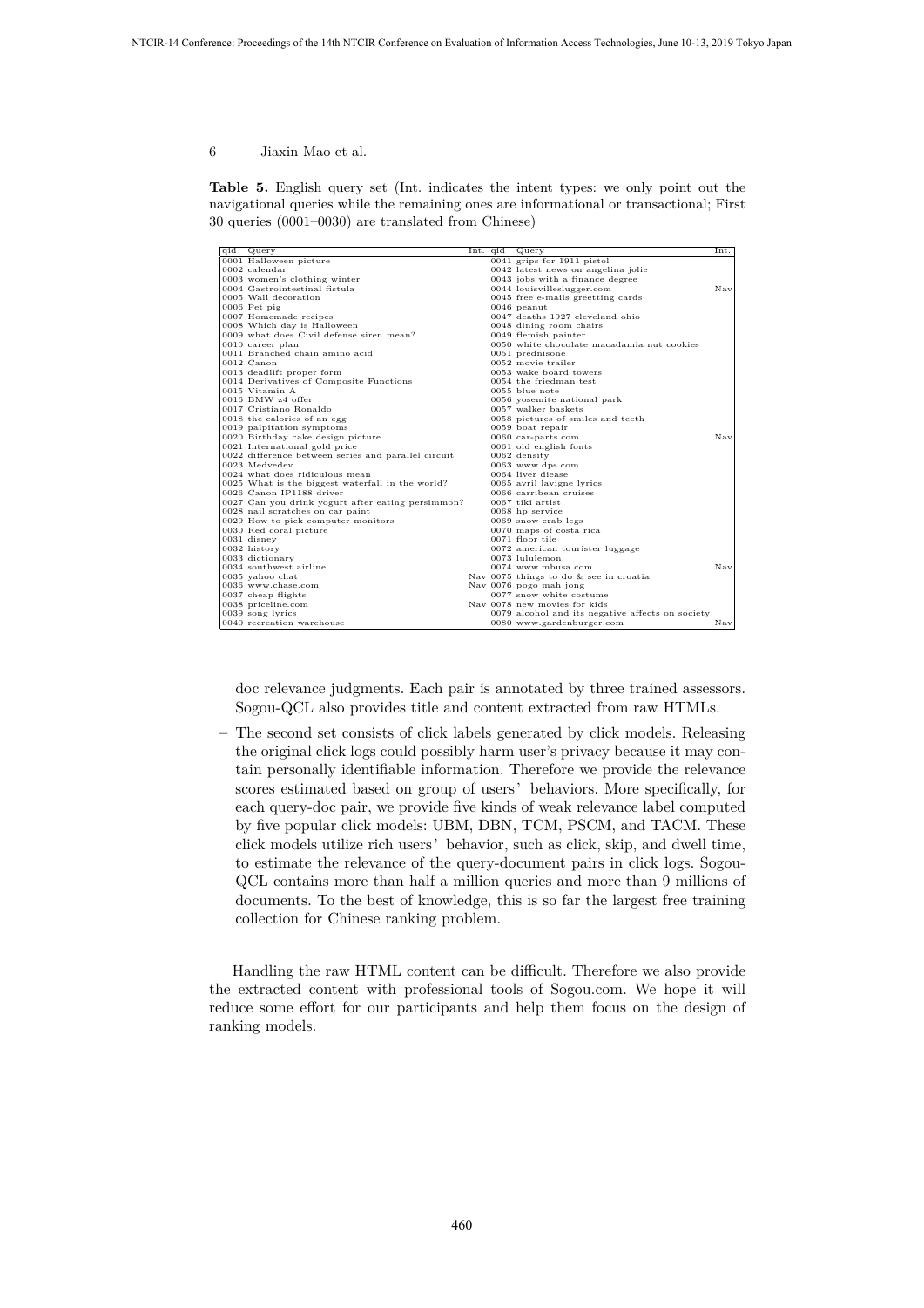**Table 5.** English query set (Int. indicates the intent types: we only point out the navigational queries while the remaining ones are informational or transactional; First 30 queries (0001–0030) are translated from Chinese)

| qid | Query | Int. | qid | Query | Int. |
|---|---|---|---|---|---|
| 0001 | Halloween picture | | 0041 | grips for 1911 pistol | |
| 0002 | calendar | | 0042 | latest news on angelina jolie | |
| 0003 | women's clothing winter | | 0043 | jobs with a finance degree | |
| 0004 | Gastrointestinal fistula | | 0044 | louisvilleslugger.com | Nav |
| 0005 | Wall decoration | | 0045 | free e-mails greetting cards | |
| 0006 | Pet pig | | 0046 | peanut | |
| 0007 | Homemade recipes | | 0047 | deaths 1927 cleveland ohio | |
| 0008 | Which day is Halloween | | 0048 | dining room chairs | |
| 0009 | what does Civil defense siren mean? | | 0049 | flemish painter | |
| 0010 | career plan | | 0050 | white chocolate macadamia nut cookies | |
| 0011 | Branched chain amino acid | | 0051 | prednisone | |
| 0012 | Canon | | 0052 | movie trailer | |
| 0013 | deadlift proper form | | 0053 | wake board towers | |
| 0014 | Derivatives of Composite Functions | | 0054 | the friedman test | |
| 0015 | Vitamin A | | 0055 | blue note | |
| 0016 | BMW z4 offer | | 0056 | yosemite national park | |
| 0017 | Cristiano Ronaldo | | 0057 | walker baskets | |
| 0018 | the calories of an egg | | 0058 | pictures of smiles and teeth | |
| 0019 | palpitation symptoms | | 0059 | boat repair | |
| 0020 | Birthday cake design picture | | 0060 | car-parts.com | Nav |
| 0021 | International gold price | | 0061 | old english fonts | |
| 0022 | difference between series and parallel circuit | | 0062 | density | |
| 0023 | Medvedev | | 0063 | www.dps.com | |
| 0024 | what does ridiculous mean | | 0064 | liver diease | |
| 0025 | What is the biggest waterfall in the world? | | 0065 | avril lavigne lyrics | |
| 0026 | Canon IP1188 driver | | 0066 | carribean cruises | |
| 0027 | Can you drink yogurt after eating persimmon? | | 0067 | tiki artist | |
| 0028 | nail scratches on car paint | | 0068 | hp service | |
| 0029 | How to pick computer monitors | | 0069 | snow crab legs | |
| 0030 | Red coral picture | | 0070 | maps of costa rica | |
| 0031 | disney | | 0071 | floor tile | |
| 0032 | history | | 0072 | american tourister luggage | |
| 0033 | dictionary | | 0073 | lululemon | |
| 0034 | southwest airline | | 0074 | www.mbusa.com | Nav |
| 0035 | yahoo chat | Nav | 0075 | things to do & see in croatia | |
| 0036 | www.chase.com | Nav | 0076 | pogo mah jong | |
| 0037 | cheap flights | | 0077 | snow white costume | |
| 0038 | priceline.com | Nav | 0078 | new movies for kids | |
| 0039 | song lyrics | | 0079 | alcohol and its negative affects on society | |
| 0040 | recreation warehouse | | 0080 | www.gardenburger.com | Nav |

doc relevance judgments. Each pair is annotated by three trained assessors. Sogou-QCL also provides title and content extracted from raw HTMLs.

– The second set consists of click labels generated by click models. Releasing the original click logs could possibly harm user's privacy because it may contain personally identifiable information. Therefore we provide the relevance scores estimated based on group of users' behaviors. More specifically, for each query-doc pair, we provide five kinds of weak relevance label computed by five popular click models: UBM, DBN, TCM, PSCM, and TACM. These click models utilize rich users' behavior, such as click, skip, and dwell time, to estimate the relevance of the query-document pairs in click logs. Sogou-QCL contains more than half a million queries and more than 9 millions of documents. To the best of knowledge, this is so far the largest free training collection for Chinese ranking problem.

Handling the raw HTML content can be difficult. Therefore we also provide the extracted content with professional tools of Sogou.com. We hope it will reduce some effort for our participants and help them focus on the design of ranking models.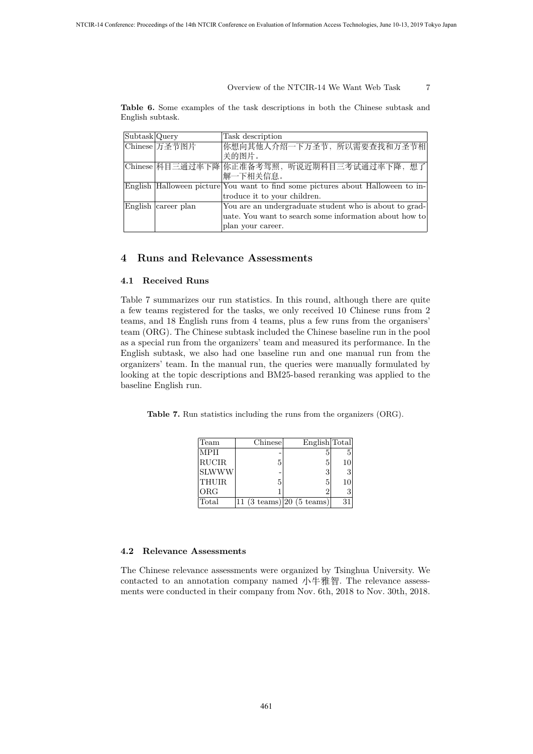**Table 6.** Some examples of the task descriptions in both the Chinese subtask and English subtask.

| Subtask | Query | Task description |
| --- | --- | --- |
| Chinese | 万圣节图片 | 你想向其他人介绍一下万圣节，所以需要查找和万圣节相关的图片。 |
| Chinese | 科目三通过率下降 | 你正准备考驾照，听说近期科目三考试通过率下降，想了解一下相关信息。 |
| English | Halloween picture | You want to find some pictures about Halloween to introduce it to your children. |
| English | career plan | You are an undergraduate student who is about to graduate. You want to search some information about how to plan your career. |

## 4 Runs and Relevance Assessments

### 4.1 Received Runs

Table 7 summarizes our run statistics. In this round, although there are quite a few teams registered for the tasks, we only received 10 Chinese runs from 2 teams, and 18 English runs from 4 teams, plus a few runs from the organisers' team (ORG). The Chinese subtask included the Chinese baseline run in the pool as a special run from the organizers' team and measured its performance. In the English subtask, we also had one baseline run and one manual run from the organizers' team. In the manual run, the queries were manually formulated by looking at the topic descriptions and BM25-based reranking was applied to the baseline English run.

**Table 7.** Run statistics including the runs from the organizers (ORG).

| Team | Chinese | English | Total |
| --- | --- | --- | --- |
| MPII | - | 5 | 5 |
| RUCIR | 5 | 5 | 10 |
| SLWWW | - | 3 | 3 |
| THUIR | 5 | 5 | 10 |
| ORG | 1 | 2 | 3 |
| Total | 11 (3 teams) | 20 (5 teams) | 31 |

### 4.2 Relevance Assessments

The Chinese relevance assessments were organized by Tsinghua University. We contacted to an annotation company named 小牛雅智. The relevance assessments were conducted in their company from Nov. 6th, 2018 to Nov. 30th, 2018.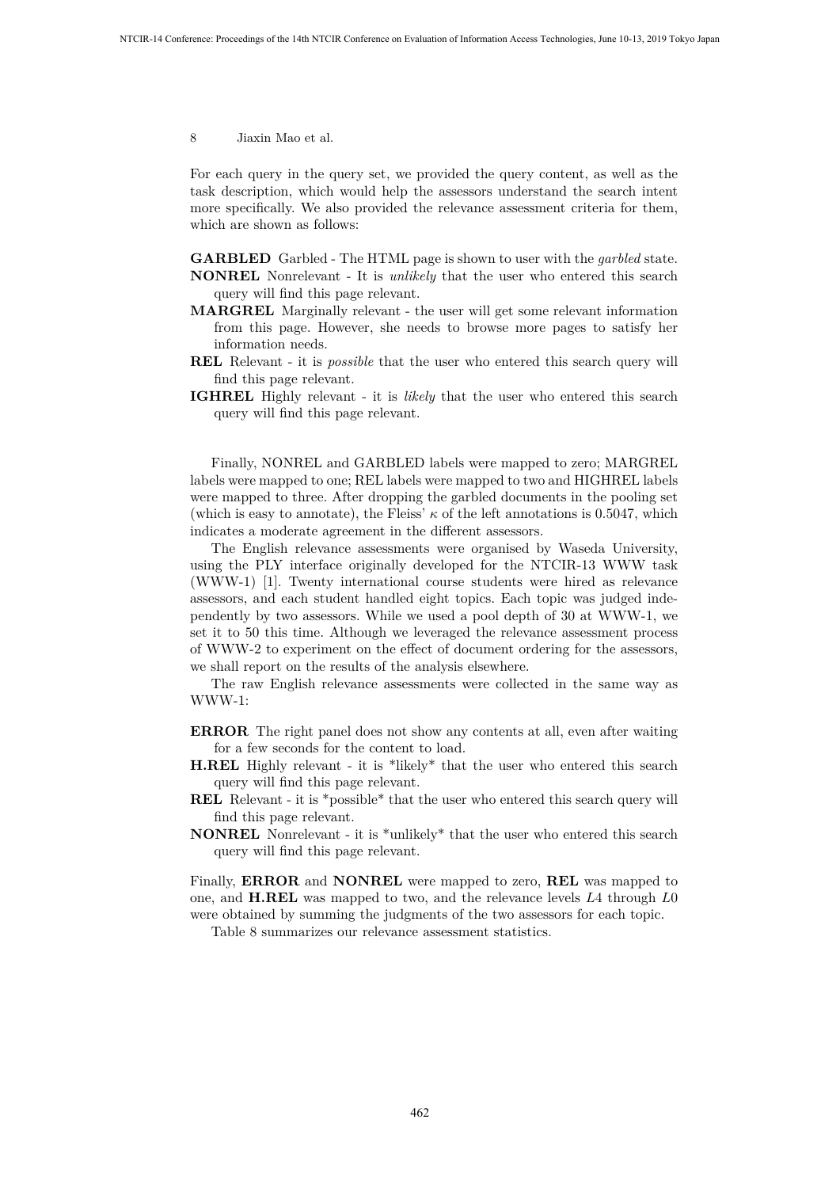For each query in the query set, we provided the query content, as well as the task description, which would help the assessors understand the search intent more specifically. We also provided the relevance assessment criteria for them, which are shown as follows:

**GARBLED** Garbled - The HTML page is shown to user with the *garbled* state.

**NONREL** Nonrelevant - It is *unlikely* that the user who entered this search query will find this page relevant.

**MARGREL** Marginally relevant - the user will get some relevant information from this page. However, she needs to browse more pages to satisfy her information needs.

**REL** Relevant - it is *possible* that the user who entered this search query will find this page relevant.

**IGHREL** Highly relevant - it is *likely* that the user who entered this search query will find this page relevant.

Finally, NONREL and GARBLED labels were mapped to zero; MARGREL labels were mapped to one; REL labels were mapped to two and HIGHREL labels were mapped to three. After dropping the garbled documents in the pooling set (which is easy to annotate), the Fleiss' $\kappa$ of the left annotations is 0.5047, which indicates a moderate agreement in the different assessors.

The English relevance assessments were organised by Waseda University, using the PLY interface originally developed for the NTCIR-13 WWW task (WWW-1) [1]. Twenty international course students were hired as relevance assessors, and each student handled eight topics. Each topic was judged independently by two assessors. While we used a pool depth of 30 at WWW-1, we set it to 50 this time. Although we leveraged the relevance assessment process of WWW-2 to experiment on the effect of document ordering for the assessors, we shall report on the results of the analysis elsewhere.

The raw English relevance assessments were collected in the same way as WWW-1:

**ERROR** The right panel does not show any contents at all, even after waiting for a few seconds for the content to load.

**H.REL** Highly relevant - it is *likely* that the user who entered this search query will find this page relevant.

**REL** Relevant - it is *possible* that the user who entered this search query will find this page relevant.

**NONREL** Nonrelevant - it is *unlikely* that the user who entered this search query will find this page relevant.

Finally, **ERROR** and **NONREL** were mapped to zero, **REL** was mapped to one, and **H.REL** was mapped to two, and the relevance levels $L4$ through $L0$ were obtained by summing the judgments of the two assessors for each topic.

Table 8 summarizes our relevance assessment statistics.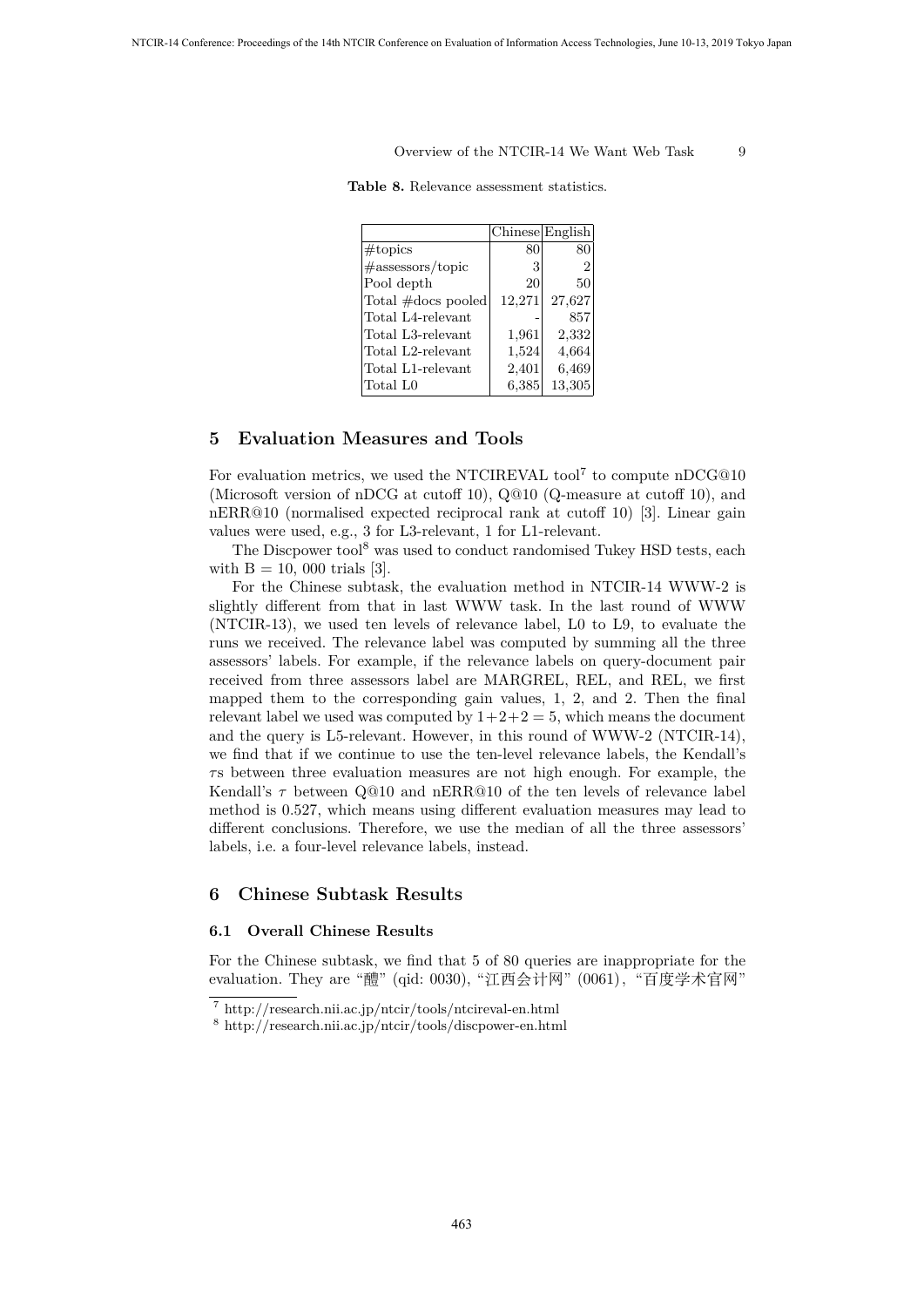**Table 8.** Relevance assessment statistics.

| | Chinese | English |
|---|---|---|
| #topics | 80 | 80 |
| #assessors/topic | 3 | 2 |
| Pool depth | 20 | 50 |
| Total #docs pooled | 12,271 | 27,627 |
| Total L4-relevant | - | 857 |
| Total L3-relevant | 1,961 | 2,332 |
| Total L2-relevant | 1,524 | 4,664 |
| Total L1-relevant | 2,401 | 6,469 |
| Total L0 | 6,385 | 13,305 |

## 5 Evaluation Measures and Tools

For evaluation metrics, we used the NTCIREVAL tool[7] to compute nDCG@10 (Microsoft version of nDCG at cutoff 10), Q@10 (Q-measure at cutoff 10), and nERR@10 (normalised expected reciprocal rank at cutoff 10) [3]. Linear gain values were used, e.g., 3 for L3-relevant, 1 for L1-relevant.

The Discpower tool[8] was used to conduct randomised Tukey HSD tests, each with B = 10, 000 trials [3].

For the Chinese subtask, the evaluation method in NTCIR-14 WWW-2 is slightly different from that in last WWW task. In the last round of WWW (NTCIR-13), we used ten levels of relevance label, L0 to L9, to evaluate the runs we received. The relevance label was computed by summing all the three assessors' labels. For example, if the relevance labels on query-document pair received from three assessors label are MARGREL, REL, and REL, we first mapped them to the corresponding gain values, 1, 2, and 2. Then the final relevant label we used was computed by $1+2+2 = 5$, which means the document and the query is L5-relevant. However, in this round of WWW-2 (NTCIR-14), we find that if we continue to use the ten-level relevance labels, the Kendall's $\tau$s between three evaluation measures are not high enough. For example, the Kendall's $\tau$ between Q@10 and nERR@10 of the ten levels of relevance label method is 0.527, which means using different evaluation measures may lead to different conclusions. Therefore, we use the median of all the three assessors' labels, i.e. a four-level relevance labels, instead.

## 6 Chinese Subtask Results

### 6.1 Overall Chinese Results

For the Chinese subtask, we find that 5 of 80 queries are inappropriate for the evaluation. They are "醴" (qid: 0030), "江西会计网" (0061), "百度学术官网"

[7] http://research.nii.ac.jp/ntcir/tools/ntcireval-en.html

[8] http://research.nii.ac.jp/ntcir/tools/discpower-en.html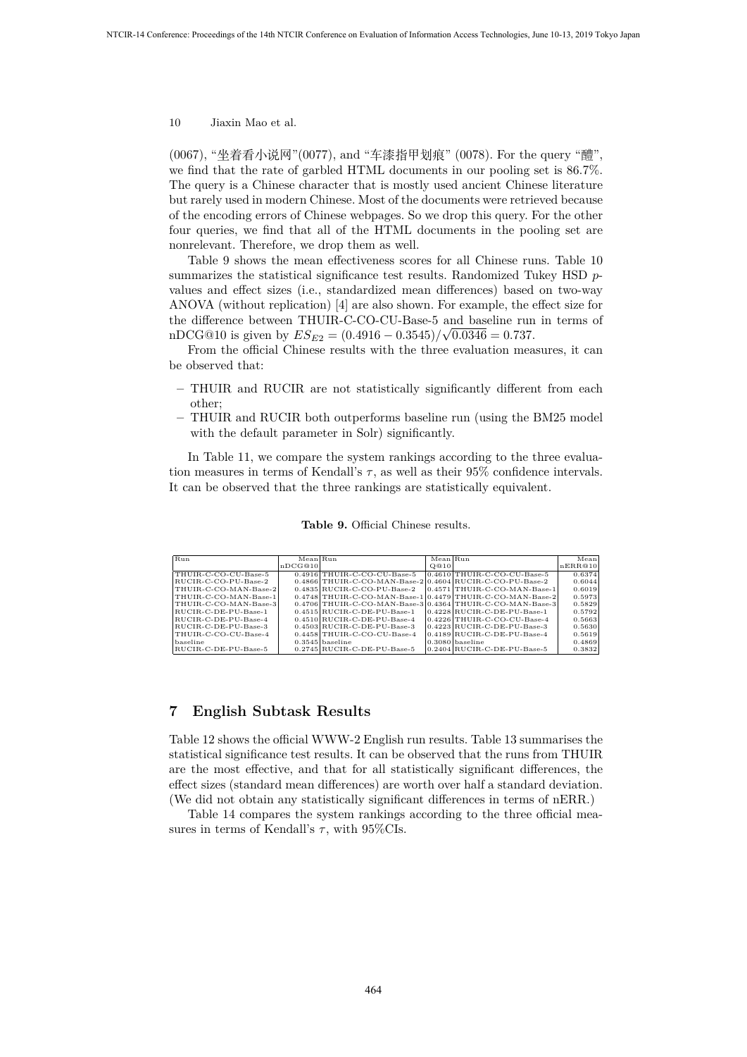(0067), "坐着看小说网"(0077), and "车漆指甲划痕" (0078). For the query "醴", we find that the rate of garbled HTML documents in our pooling set is 86.7%. The query is a Chinese character that is mostly used ancient Chinese literature but rarely used in modern Chinese. Most of the documents were retrieved because of the encoding errors of Chinese webpages. So we drop this query. For the other four queries, we find that all of the HTML documents in the pooling set are nonrelevant. Therefore, we drop them as well.

Table 9 shows the mean effectiveness scores for all Chinese runs. Table 10 summarizes the statistical significance test results. Randomized Tukey HSD $p$-values and effect sizes (i.e., standardized mean differences) based on two-way ANOVA (without replication) [4] are also shown. For example, the effect size for the difference between THUIR-C-CO-CU-Base-5 and baseline run in terms of nDCG@10 is given by $ES_{E2} = (0.4916 - 0.3545)/\sqrt{0.0346} = 0.737$.

From the official Chinese results with the three evaluation measures, it can be observed that:

- THUIR and RUCIR are not statistically significantly different from each other;
- THUIR and RUCIR both outperforms baseline run (using the BM25 model with the default parameter in Solr) significantly.

In Table 11, we compare the system rankings according to the three evaluation measures in terms of Kendall's $\tau$, as well as their 95% confidence intervals. It can be observed that the three rankings are statistically equivalent.

**Table 9.** Official Chinese results.

| Run | Mean nDCG@10 | Run | Mean Q@10 | Run | Mean nERR@10 |
|---|---|---|---|---|---|
| THUIR-C-CO-CU-Base-5 | 0.4916 | THUIR-C-CO-CU-Base-5 | 0.4610 | THUIR-C-CO-CU-Base-5 | 0.6374 |
| RUCIR-C-CO-PU-Base-2 | 0.4866 | THUIR-C-CO-MAN-Base-2 | 0.4604 | RUCIR-C-CO-PU-Base-2 | 0.6044 |
| THUIR-C-CO-MAN-Base-2 | 0.4835 | RUCIR-C-CO-PU-Base-2 | 0.4571 | THUIR-C-CO-MAN-Base-1 | 0.6019 |
| THUIR-C-CO-MAN-Base-1 | 0.4748 | THUIR-C-CO-MAN-Base-1 | 0.4479 | THUIR-C-CO-MAN-Base-2 | 0.5973 |
| THUIR-C-CO-MAN-Base-3 | 0.4706 | THUIR-C-CO-MAN-Base-3 | 0.4364 | THUIR-C-CO-MAN-Base-3 | 0.5829 |
| RUCIR-C-DE-PU-Base-1 | 0.4515 | RUCIR-C-DE-PU-Base-1 | 0.4228 | RUCIR-C-DE-PU-Base-1 | 0.5792 |
| RUCIR-C-DE-PU-Base-4 | 0.4510 | RUCIR-C-DE-PU-Base-4 | 0.4226 | THUIR-C-CO-CU-Base-4 | 0.5663 |
| RUCIR-C-DE-PU-Base-3 | 0.4503 | RUCIR-C-DE-PU-Base-3 | 0.4223 | RUCIR-C-DE-PU-Base-3 | 0.5630 |
| THUIR-C-CO-CU-Base-4 | 0.4458 | THUIR-C-CO-CU-Base-4 | 0.4189 | RUCIR-C-DE-PU-Base-4 | 0.5619 |
| baseline | 0.3545 | baseline | 0.3080 | baseline | 0.4869 |
| RUCIR-C-DE-PU-Base-5 | 0.2745 | RUCIR-C-DE-PU-Base-5 | 0.2404 | RUCIR-C-DE-PU-Base-5 | 0.3832 |

## 7 English Subtask Results

Table 12 shows the official WWW-2 English run results. Table 13 summarises the statistical significance test results. It can be observed that the runs from THUIR are the most effective, and that for all statistically significant differences, the effect sizes (standard mean differences) are worth over half a standard deviation. (We did not obtain any statistically significant differences in terms of nERR.)

Table 14 compares the system rankings according to the three official measures in terms of Kendall's $\tau$, with 95%CIs.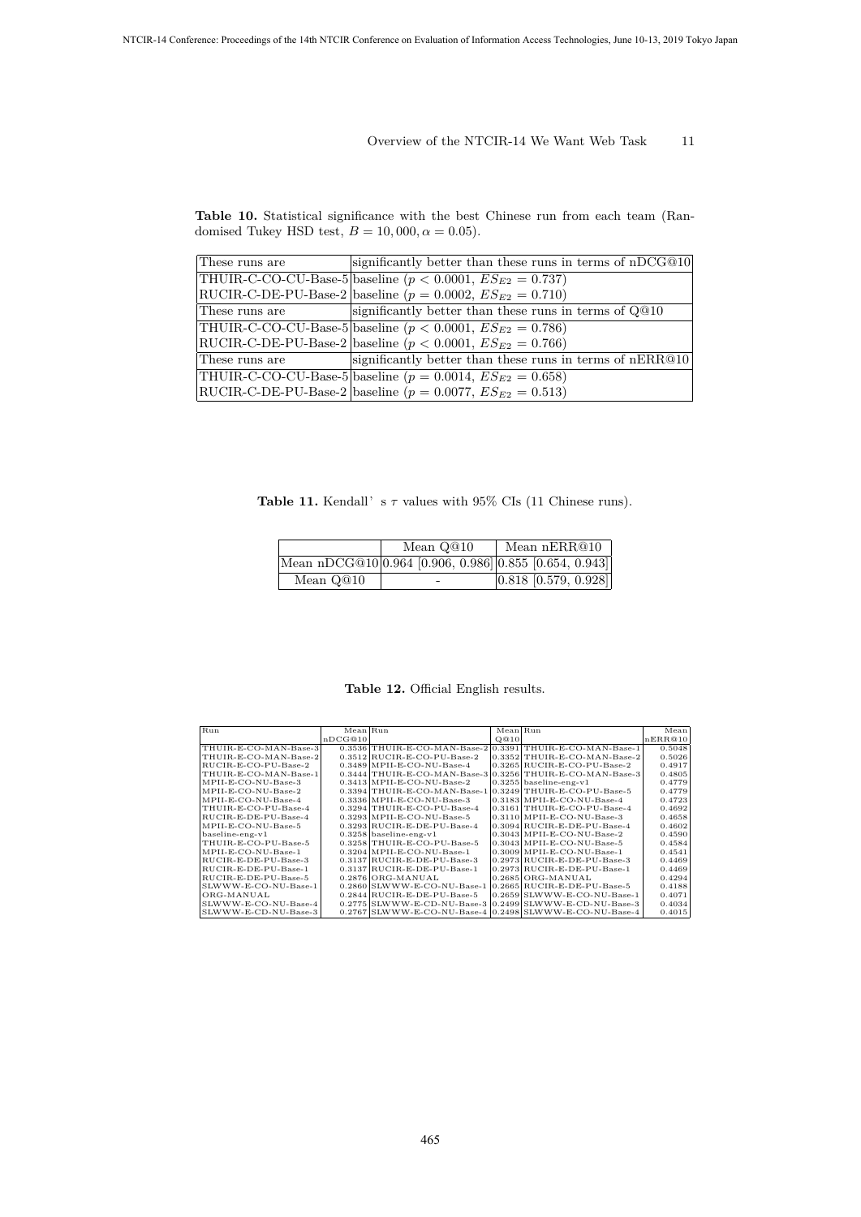**Table 10.** Statistical significance with the best Chinese run from each team (Randomised Tukey HSD test, $B = 10,000, \alpha = 0.05$).

| These runs are | significantly better than these runs in terms of nDCG@10 |
|---|---|
| THUIR-C-CO-CU-Base-5 | baseline ($p < 0.0001$, $ES_{E2} = 0.737$) |
| RUCIR-C-DE-PU-Base-2 | baseline ($p = 0.0002$, $ES_{E2} = 0.710$) |
| These runs are | significantly better than these runs in terms of Q@10 |
| THUIR-C-CO-CU-Base-5 | baseline ($p < 0.0001$, $ES_{E2} = 0.786$) |
| RUCIR-C-DE-PU-Base-2 | baseline ($p < 0.0001$, $ES_{E2} = 0.766$) |
| These runs are | significantly better than these runs in terms of nERR@10 |
| THUIR-C-CO-CU-Base-5 | baseline ($p = 0.0014$, $ES_{E2} = 0.658$) |
| RUCIR-C-DE-PU-Base-2 | baseline ($p = 0.0077$, $ES_{E2} = 0.513$) |

**Table 11.** Kendall' s $\tau$ values with 95% CIs (11 Chinese runs).

| | Mean Q@10 | Mean nERR@10 |
|---|---|---|
| Mean nDCG@10 | 0.964 [0.906, 0.986] | 0.855 [0.654, 0.943] |
| Mean Q@10 | - | 0.818 [0.579, 0.928] |

**Table 12.** Official English results.

| Run | Mean nDCG@10 | Run | Mean Q@10 | Run | Mean nERR@10 |
|---|---|---|---|---|---|
| THUIR-E-CO-MAN-Base-3 | 0.3536 | THUIR-E-CO-MAN-Base-2 | 0.3391 | THUIR-E-CO-MAN-Base-1 | 0.5048 |
| THUIR-E-CO-MAN-Base-2 | 0.3512 | RUCIR-E-CO-PU-Base-2 | 0.3352 | THUIR-E-CO-MAN-Base-2 | 0.5026 |
| RUCIR-E-CO-PU-Base-2 | 0.3489 | MPII-E-CO-NU-Base-4 | 0.3265 | RUCIR-E-CO-PU-Base-2 | 0.4917 |
| THUIR-E-CO-MAN-Base-1 | 0.3444 | THUIR-E-CO-MAN-Base-3 | 0.3256 | THUIR-E-CO-MAN-Base-3 | 0.4805 |
| MPII-E-CO-NU-Base-3 | 0.3413 | MPII-E-CO-NU-Base-2 | 0.3255 | baseline-eng-v1 | 0.4779 |
| MPII-E-CO-NU-Base-2 | 0.3394 | THUIR-E-CO-MAN-Base-1 | 0.3249 | THUIR-E-CO-PU-Base-5 | 0.4779 |
| MPII-E-CO-NU-Base-4 | 0.3336 | MPII-E-CO-NU-Base-3 | 0.3183 | MPII-E-CO-NU-Base-4 | 0.4723 |
| THUIR-E-CO-PU-Base-4 | 0.3294 | THUIR-E-CO-PU-Base-4 | 0.3161 | THUIR-E-CO-PU-Base-4 | 0.4692 |
| RUCIR-E-DE-PU-Base-4 | 0.3293 | MPII-E-CO-NU-Base-5 | 0.3110 | MPII-E-CO-NU-Base-3 | 0.4658 |
| MPII-E-CO-NU-Base-5 | 0.3293 | RUCIR-E-DE-PU-Base-4 | 0.3094 | RUCIR-E-DE-PU-Base-4 | 0.4602 |
| baseline-eng-v1 | 0.3258 | baseline-eng-v1 | 0.3043 | MPII-E-CO-NU-Base-2 | 0.4590 |
| THUIR-E-CO-PU-Base-5 | 0.3258 | THUIR-E-CO-PU-Base-5 | 0.3043 | MPII-E-CO-NU-Base-5 | 0.4584 |
| MPII-E-CO-NU-Base-1 | 0.3204 | MPII-E-CO-NU-Base-1 | 0.3009 | MPII-E-CO-NU-Base-1 | 0.4541 |
| RUCIR-E-DE-PU-Base-3 | 0.3137 | RUCIR-E-DE-PU-Base-3 | 0.2973 | RUCIR-E-DE-PU-Base-3 | 0.4469 |
| RUCIR-E-DE-PU-Base-1 | 0.3137 | RUCIR-E-DE-PU-Base-1 | 0.2973 | RUCIR-E-DE-PU-Base-1 | 0.4469 |
| RUCIR-E-DE-PU-Base-5 | 0.2876 | ORG-MANUAL | 0.2685 | ORG-MANUAL | 0.4294 |
| SLWWW-E-CO-NU-Base-1 | 0.2860 | SLWWW-E-CO-NU-Base-1 | 0.2665 | RUCIR-E-DE-PU-Base-5 | 0.4188 |
| ORG-MANUAL | 0.2844 | RUCIR-E-DE-PU-Base-5 | 0.2659 | SLWWW-E-CO-NU-Base-1 | 0.4071 |
| SLWWW-E-CO-NU-Base-4 | 0.2775 | SLWWW-E-CD-NU-Base-3 | 0.2499 | SLWWW-E-CD-NU-Base-3 | 0.4034 |
| SLWWW-E-CD-NU-Base-3 | 0.2767 | SLWWW-E-CO-NU-Base-4 | 0.2498 | SLWWW-E-CO-NU-Base-4 | 0.4015 |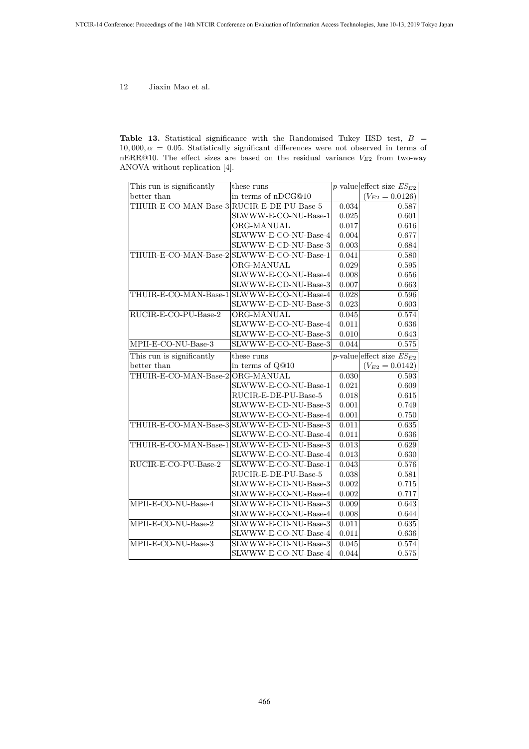**Table 13.** Statistical significance with the Randomised Tukey HSD test, $B = 10,000, \alpha = 0.05$. Statistically significant differences were not observed in terms of nERR@10. The effect sizes are based on the residual variance $V_{E2}$ from two-way ANOVA without replication [4].

| This run is significantly better than | these runs in terms of nDCG@10 | $p$-value | effect size $ES_{E2}$ ($V_{E2} = 0.0126$) |
|---|---|---|---|
| THUIR-E-CO-MAN-Base-3 | RUCIR-E-DE-PU-Base-5 | 0.034 | 0.587 |
| | SLWWW-E-CO-NU-Base-1 | 0.025 | 0.601 |
| | ORG-MANUAL | 0.017 | 0.616 |
| | SLWWW-E-CO-NU-Base-4 | 0.004 | 0.677 |
| | SLWWW-E-CD-NU-Base-3 | 0.003 | 0.684 |
| THUIR-E-CO-MAN-Base-2 | SLWWW-E-CO-NU-Base-1 | 0.041 | 0.580 |
| | ORG-MANUAL | 0.029 | 0.595 |
| | SLWWW-E-CO-NU-Base-4 | 0.008 | 0.656 |
| | SLWWW-E-CD-NU-Base-3 | 0.007 | 0.663 |
| THUIR-E-CO-MAN-Base-1 | SLWWW-E-CO-NU-Base-4 | 0.028 | 0.596 |
| | SLWWW-E-CD-NU-Base-3 | 0.023 | 0.603 |
| RUCIR-E-CO-PU-Base-2 | ORG-MANUAL | 0.045 | 0.574 |
| | SLWWW-E-CO-NU-Base-4 | 0.011 | 0.636 |
| | SLWWW-E-CO-NU-Base-3 | 0.010 | 0.643 |
| MPII-E-CO-NU-Base-3 | SLWWW-E-CO-NU-Base-3 | 0.044 | 0.575 |

| This run is significantly better than | these runs in terms of Q@10 | $p$-value | effect size $ES_{E2}$ ($V_{E2} = 0.0142$) |
|---|---|---|---|
| THUIR-E-CO-MAN-Base-2 | ORG-MANUAL | 0.030 | 0.593 |
| | SLWWW-E-CO-NU-Base-1 | 0.021 | 0.609 |
| | RUCIR-E-DE-PU-Base-5 | 0.018 | 0.615 |
| | SLWWW-E-CD-NU-Base-3 | 0.001 | 0.749 |
| | SLWWW-E-CO-NU-Base-4 | 0.001 | 0.750 |
| THUIR-E-CO-MAN-Base-3 | SLWWW-E-CD-NU-Base-3 | 0.011 | 0.635 |
| | SLWWW-E-CO-NU-Base-4 | 0.011 | 0.636 |
| THUIR-E-CO-MAN-Base-1 | SLWWW-E-CD-NU-Base-3 | 0.013 | 0.629 |
| | SLWWW-E-CO-NU-Base-4 | 0.013 | 0.630 |
| RUCIR-E-CO-PU-Base-2 | SLWWW-E-CO-NU-Base-1 | 0.043 | 0.576 |
| | RUCIR-E-DE-PU-Base-5 | 0.038 | 0.581 |
| | SLWWW-E-CD-NU-Base-3 | 0.002 | 0.715 |
| | SLWWW-E-CO-NU-Base-4 | 0.002 | 0.717 |
| MPII-E-CO-NU-Base-4 | SLWWW-E-CD-NU-Base-3 | 0.009 | 0.643 |
| | SLWWW-E-CO-NU-Base-4 | 0.008 | 0.644 |
| MPII-E-CO-NU-Base-2 | SLWWW-E-CD-NU-Base-3 | 0.011 | 0.635 |
| | SLWWW-E-CO-NU-Base-4 | 0.011 | 0.636 |
| MPII-E-CO-NU-Base-3 | SLWWW-E-CD-NU-Base-3 | 0.045 | 0.574 |
| | SLWWW-E-CO-NU-Base-4 | 0.044 | 0.575 |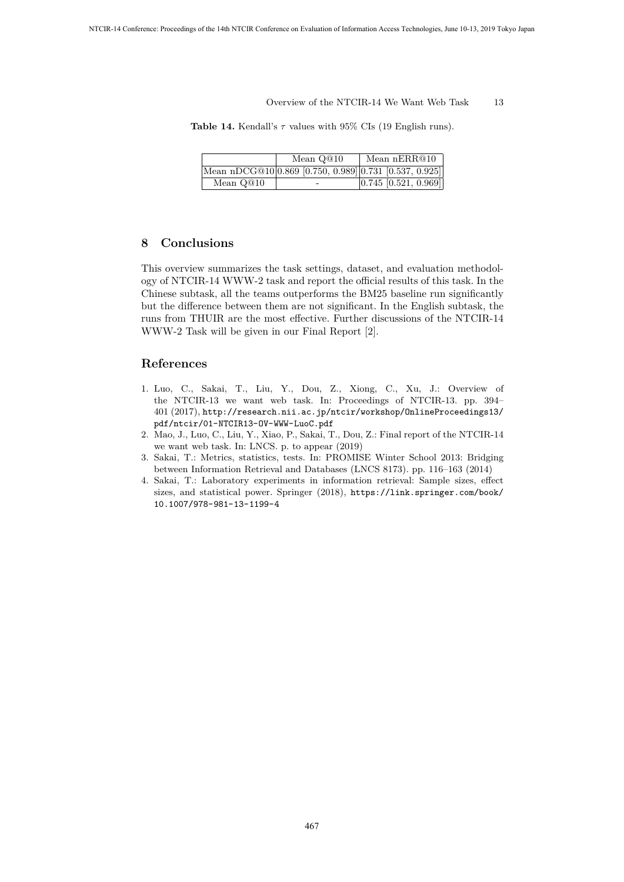**Table 14.** Kendall's $\tau$ values with 95% CIs (19 English runs).

| | Mean Q@10 | Mean nERR@10 |
|---|---|---|
| Mean nDCG@10 | 0.869 [0.750, 0.989] | 0.731 [0.537, 0.925] |
| Mean Q@10 | - | 0.745 [0.521, 0.969] |

## 8 Conclusions

This overview summarizes the task settings, dataset, and evaluation methodology of NTCIR-14 WWW-2 task and report the official results of this task. In the Chinese subtask, all the teams outperforms the BM25 baseline run significantly but the difference between them are not significant. In the English subtask, the runs from THUIR are the most effective. Further discussions of the NTCIR-14 WWW-2 Task will be given in our Final Report [2].

## References

1. Luo, C., Sakai, T., Liu, Y., Dou, Z., Xiong, C., Xu, J.: Overview of the NTCIR-13 we want web task. In: Proceedings of NTCIR-13. pp. 394–401 (2017), http://research.nii.ac.jp/ntcir/workshop/OnlineProceedings13/pdf/ntcir/01-NTCIR13-OV-WWW-LuoC.pdf
2. Mao, J., Luo, C., Liu, Y., Xiao, P., Sakai, T., Dou, Z.: Final report of the NTCIR-14 we want web task. In: LNCS. p. to appear (2019)
3. Sakai, T.: Metrics, statistics, tests. In: PROMISE Winter School 2013: Bridging between Information Retrieval and Databases (LNCS 8173). pp. 116–163 (2014)
4. Sakai, T.: Laboratory experiments in information retrieval: Sample sizes, effect sizes, and statistical power. Springer (2018), https://link.springer.com/book/10.1007/978-981-13-1199-4